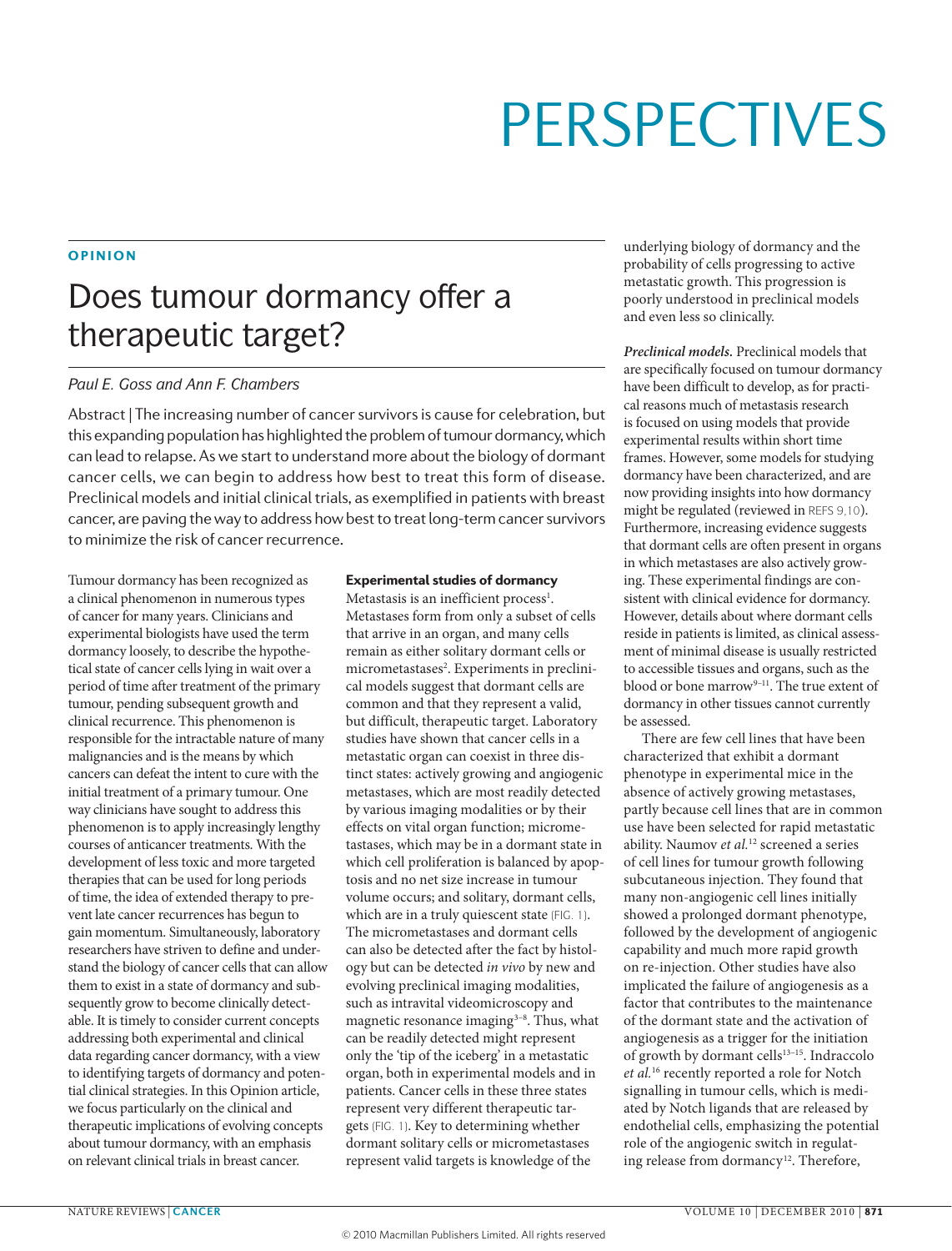# PERSPECTIVES

OPINION

## Does tumour dormancy offer a therapeutic target?

*Paul E. Goss and Ann F. Chambers*

Abstract | The increasing number of cancer survivors is cause for celebration, but this expanding population has highlighted the problem of tumour dormancy, which can lead to relapse. As we start to understand more about the biology of dormant cancer cells, we can begin to address how best to treat this form of disease. Preclinical models and initial clinical trials, as exemplified in patients with breast cancer, are paving the way to address how best to treat long-term cancer survivors to minimize the risk of cancer recurrence.

Tumour dormancy has been recognized as a clinical phenomenon in numerous types of cancer for many years. Clinicians and experimental biologists have used the term dormancy loosely, to describe the hypothetical state of cancer cells lying in wait over a period of time after treatment of the primary tumour, pending subsequent growth and clinical recurrence. This phenomenon is responsible for the intractable nature of many malignancies and is the means by which cancers can defeat the intent to cure with the initial treatment of a primary tumour. One way clinicians have sought to address this phenomenon is to apply increasingly lengthy courses of anticancer treatments. With the development of less toxic and more targeted therapies that can be used for long periods of time, the idea of extended therapy to prevent late cancer recurrences has begun to gain momentum. Simultaneously, laboratory researchers have striven to define and understand the biology of cancer cells that can allow them to exist in a state of dormancy and subsequently grow to become clinically detectable. It is timely to consider current concepts addressing both experimental and clinical data regarding cancer dormancy, with a view to identifying targets of dormancy and potential clinical strategies. In this Opinion article, we focus particularly on the clinical and therapeutic implications of evolving concepts about tumour dormancy, with an emphasis on relevant clinical trials in breast cancer.

### Experimental studies of dormancy

Metastasis is an inefficient process[1]. Metastases form from only a subset of cells that arrive in an organ, and many cells remain as either solitary dormant cells or micrometastases[2]. Experiments in preclinical models suggest that dormant cells are common and that they represent a valid, but difficult, therapeutic target. Laboratory studies have shown that cancer cells in a metastatic organ can coexist in three distinct states: actively growing and angiogenic metastases, which are most readily detected by various imaging modalities or by their effects on vital organ function; micrometastases, which may be in a dormant state in which cell proliferation is balanced by apoptosis and no net size increase in tumour volume occurs; and solitary, dormant cells, which are in a truly quiescent state (FIG. 1). The micrometastases and dormant cells can also be detected after the fact by histology but can be detected *in vivo* by new and evolving preclinical imaging modalities, such as intravital videomicroscopy and magnetic resonance imaging[3–8]. Thus, what can be readily detected might represent only the 'tip of the iceberg' in a metastatic organ, both in experimental models and in patients. Cancer cells in these three states represent very different therapeutic targets (FIG. 1). Key to determining whether dormant solitary cells or micrometastases represent valid targets is knowledge of the underlying biology of dormancy and the probability of cells progressing to active metastatic growth. This progression is poorly understood in preclinical models and even less so clinically.

***Preclinical models.*** Preclinical models that are specifically focused on tumour dormancy have been difficult to develop, as for practical reasons much of metastasis research is focused on using models that provide experimental results within short time frames. However, some models for studying dormancy have been characterized, and are now providing insights into how dormancy might be regulated (reviewed in REFS 9,10). Furthermore, increasing evidence suggests that dormant cells are often present in organs in which metastases are also actively growing. These experimental findings are consistent with clinical evidence for dormancy. However, details about where dormant cells reside in patients is limited, as clinical assessment of minimal disease is usually restricted to accessible tissues and organs, such as the blood or bone marrow[9–11]. The true extent of dormancy in other tissues cannot currently be assessed.

There are few cell lines that have been characterized that exhibit a dormant phenotype in experimental mice in the absence of actively growing metastases, partly because cell lines that are in common use have been selected for rapid metastatic ability. Naumov *et al.*[12] screened a series of cell lines for tumour growth following subcutaneous injection. They found that many non-angiogenic cell lines initially showed a prolonged dormant phenotype, followed by the development of angiogenic capability and much more rapid growth on re-injection. Other studies have also implicated the failure of angiogenesis as a factor that contributes to the maintenance of the dormant state and the activation of angiogenesis as a trigger for the initiation of growth by dormant cells[13–15]. Indraccolo *et al.*[16] recently reported a role for Notch signalling in tumour cells, which is mediated by Notch ligands that are released by endothelial cells, emphasizing the potential role of the angiogenic switch in regulating release from dormancy[12]. Therefore,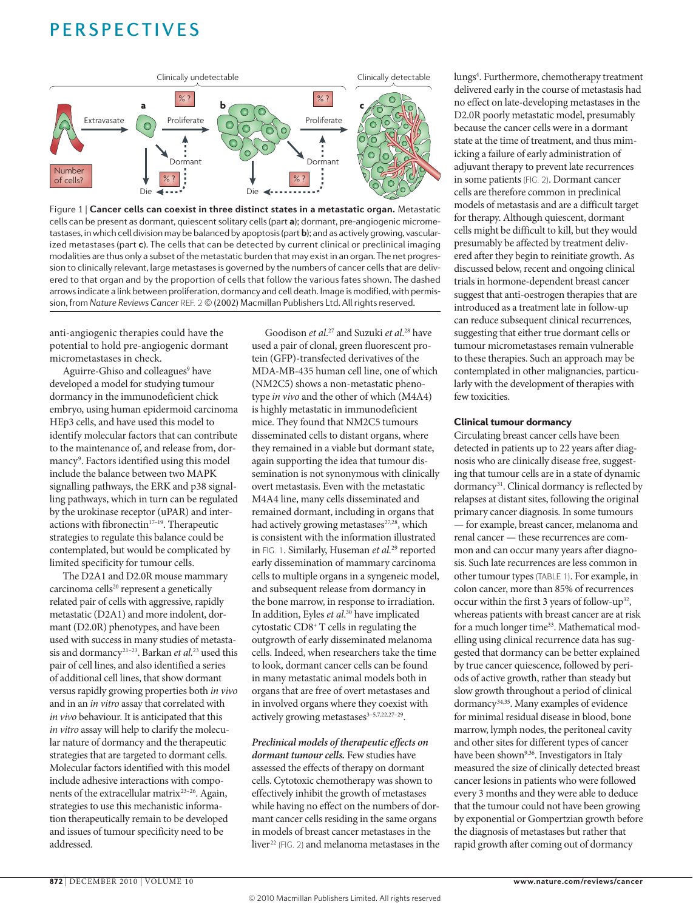Figure 1 | **Cancer cells can coexist in three distinct states in a metastatic organ.** Metastatic cells can be present as dormant, quiescent solitary cells (part **a**); dormant, pre-angiogenic micrometastases, in which cell division may be balanced by apoptosis (part **b**); and as actively growing, vascularized metastases (part **c**). The cells that can be detected by current clinical or preclinical imaging modalities are thus only a subset of the metastatic burden that may exist in an organ. The net progression to clinically relevant, large metastases is governed by the numbers of cancer cells that are delivered to that organ and by the proportion of cells that follow the various fates shown. The dashed arrows indicate a link between proliferation, dormancy and cell death. Image is modified, with permission, from *Nature Reviews Cancer* REF. 2 © (2002) Macmillan Publishers Ltd. All rights reserved.

anti-angiogenic therapies could have the potential to hold pre-angiogenic dormant micrometastases in check.

Aguirre-Ghiso and colleagues[9] have developed a model for studying tumour dormancy in the immunodeficient chick embryo, using human epidermoid carcinoma HEp3 cells, and have used this model to identify molecular factors that can contribute to the maintenance of, and release from, dormancy[9]. Factors identified using this model include the balance between two MAPK signalling pathways, the ERK and p38 signalling pathways, which in turn can be regulated by the urokinase receptor (uPAR) and interactions with fibronectin[17–19]. Therapeutic strategies to regulate this balance could be contemplated, but would be complicated by limited specificity for tumour cells.

The D2A1 and D2.0R mouse mammary carcinoma cells[20] represent a genetically related pair of cells with aggressive, rapidly metastatic (D2A1) and more indolent, dormant (D2.0R) phenotypes, and have been used with success in many studies of metastasis and dormancy[21–23]. Barkan *et al.*[23] used this pair of cell lines, and also identified a series of additional cell lines, that show dormant versus rapidly growing properties both *in vivo* and in an *in vitro* assay that correlated with *in vivo* behaviour. It is anticipated that this *in vitro* assay will help to clarify the molecular nature of dormancy and the therapeutic strategies that are targeted to dormant cells. Molecular factors identified with this model include adhesive interactions with components of the extracellular matrix[23–26]. Again, strategies to use this mechanistic information therapeutically remain to be developed and issues of tumour specificity need to be addressed.

Goodison *et al.*[27] and Suzuki *et al.*[28] have used a pair of clonal, green fluorescent protein (GFP)-transfected derivatives of the MDA-MB-435 human cell line, one of which (NM2C5) shows a non-metastatic phenotype *in vivo* and the other of which (M4A4) is highly metastatic in immunodeficient mice. They found that NM2C5 tumours disseminated cells to distant organs, where they remained in a viable but dormant state, again supporting the idea that tumour dissemination is not synonymous with clinically overt metastasis. Even with the metastatic M4A4 line, many cells disseminated and remained dormant, including in organs that had actively growing metastases[27,28], which is consistent with the information illustrated in FIG. 1. Similarly, Huseman *et al.*[29] reported early dissemination of mammary carcinoma cells to multiple organs in a syngeneic model, and subsequent release from dormancy in the bone marrow, in response to irradiation. In addition, Eyles *et al.*[30] have implicated cytostatic CD8+ T cells in regulating the outgrowth of early disseminated melanoma cells. Indeed, when researchers take the time to look, dormant cancer cells can be found in many metastatic animal models both in organs that are free of overt metastases and in involved organs where they coexist with actively growing metastases[3–5,7,22,27–29].

***Preclinical models of therapeutic effects on dormant tumour cells.*** Few studies have assessed the effects of therapy on dormant cells. Cytotoxic chemotherapy was shown to effectively inhibit the growth of metastases while having no effect on the numbers of dormant cancer cells residing in the same organs in models of breast cancer metastases in the liver[22] (FIG. 2) and melanoma metastases in the lungs[4]. Furthermore, chemotherapy treatment delivered early in the course of metastasis had no effect on late-developing metastases in the D2.0R poorly metastatic model, presumably because the cancer cells were in a dormant state at the time of treatment, and thus mimicking a failure of early administration of adjuvant therapy to prevent late recurrences in some patients (FIG. 2). Dormant cancer cells are therefore common in preclinical models of metastasis and are a difficult target for therapy. Although quiescent, dormant cells might be difficult to kill, but they would presumably be affected by treatment delivered after they begin to reinitiate growth. As discussed below, recent and ongoing clinical trials in hormone-dependent breast cancer suggest that anti-oestrogen therapies that are introduced as a treatment late in follow-up can reduce subsequent clinical recurrences, suggesting that either true dormant cells or tumour micrometastases remain vulnerable to these therapies. Such an approach may be contemplated in other malignancies, particularly with the development of therapies with few toxicities.

### Clinical tumour dormancy

Circulating breast cancer cells have been detected in patients up to 22 years after diagnosis who are clinically disease free, suggesting that tumour cells are in a state of dynamic dormancy[31]. Clinical dormancy is reflected by relapses at distant sites, following the original primary cancer diagnosis. In some tumours — for example, breast cancer, melanoma and renal cancer — these recurrences are common and can occur many years after diagnosis. Such late recurrences are less common in other tumour types (TABLE 1). For example, in colon cancer, more than 85% of recurrences occur within the first 3 years of follow-up[32], whereas patients with breast cancer are at risk for a much longer time[33]. Mathematical modelling using clinical recurrence data has suggested that dormancy can be better explained by true cancer quiescence, followed by periods of active growth, rather than steady but slow growth throughout a period of clinical dormancy[34,35]. Many examples of evidence for minimal residual disease in blood, bone marrow, lymph nodes, the peritoneal cavity and other sites for different types of cancer have been shown[9,36]. Investigators in Italy measured the size of clinically detected breast cancer lesions in patients who were followed every 3 months and they were able to deduce that the tumour could not have been growing by exponential or Gompertzian growth before the diagnosis of metastases but rather that rapid growth after coming out of dormancy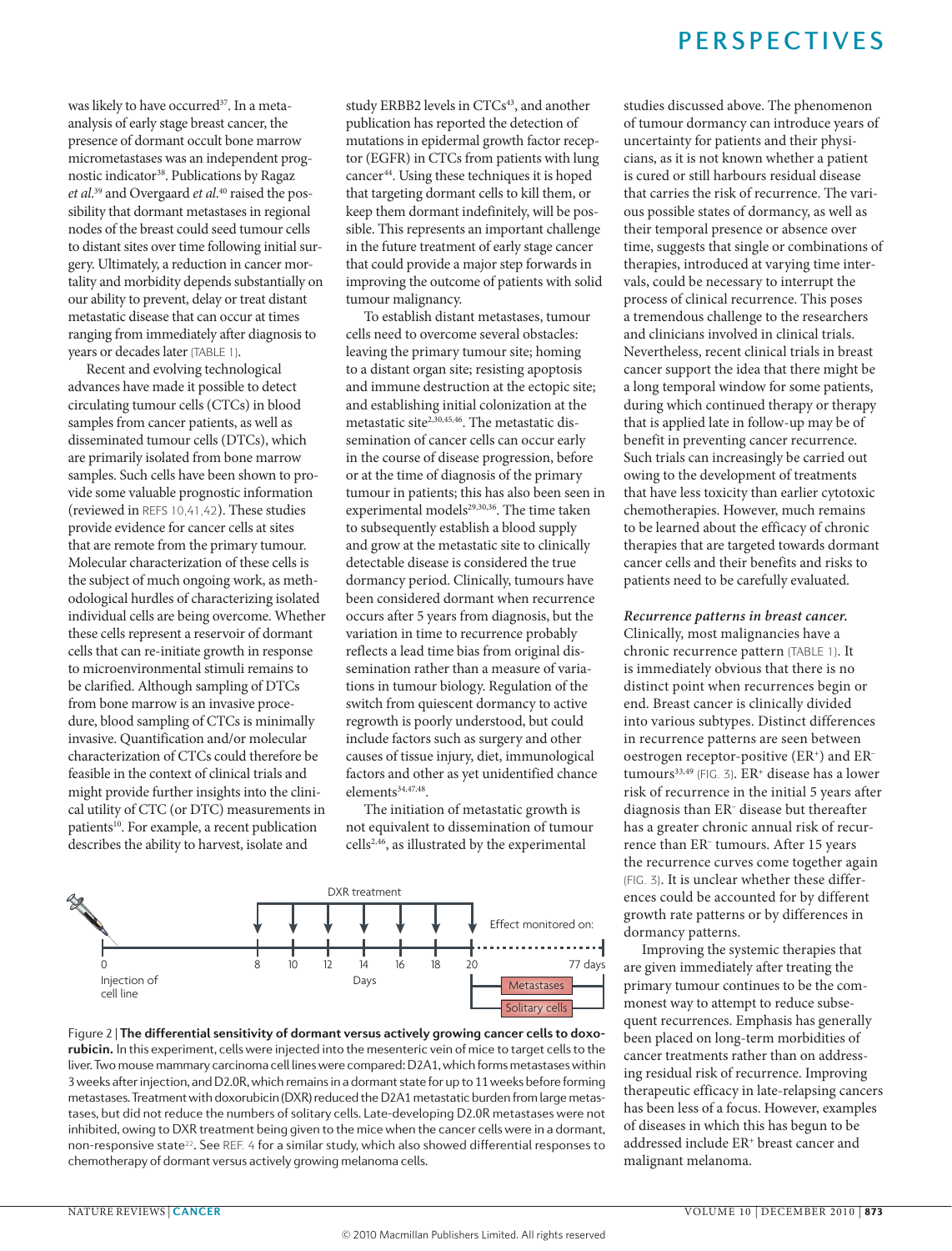was likely to have occurred[37]. In a meta-analysis of early stage breast cancer, the presence of dormant occult bone marrow micrometastases was an independent prognostic indicator[38]. Publications by Ragaz *et al.*[39] and Overgaard *et al.*[40] raised the possibility that dormant metastases in regional nodes of the breast could seed tumour cells to distant sites over time following initial surgery. Ultimately, a reduction in cancer mortality and morbidity depends substantially on our ability to prevent, delay or treat distant metastatic disease that can occur at times ranging from immediately after diagnosis to years or decades later (TABLE 1).

Recent and evolving technological advances have made it possible to detect circulating tumour cells (CTCs) in blood samples from cancer patients, as well as disseminated tumour cells (DTCs), which are primarily isolated from bone marrow samples. Such cells have been shown to provide some valuable prognostic information (reviewed in REFS 10,41,42). These studies provide evidence for cancer cells at sites that are remote from the primary tumour. Molecular characterization of these cells is the subject of much ongoing work, as methodological hurdles of characterizing isolated individual cells are being overcome. Whether these cells represent a reservoir of dormant cells that can re-initiate growth in response to microenvironmental stimuli remains to be clarified. Although sampling of DTCs from bone marrow is an invasive procedure, blood sampling of CTCs is minimally invasive. Quantification and/or molecular characterization of CTCs could therefore be feasible in the context of clinical trials and might provide further insights into the clinical utility of CTC (or DTC) measurements in patients[10]. For example, a recent publication describes the ability to harvest, isolate and study ERBB2 levels in CTCs[43], and another publication has reported the detection of mutations in epidermal growth factor receptor (EGFR) in CTCs from patients with lung cancer[44]. Using these techniques it is hoped that targeting dormant cells to kill them, or keep them dormant indefinitely, will be possible. This represents an important challenge in the future treatment of early stage cancer that could provide a major step forwards in improving the outcome of patients with solid tumour malignancy.

To establish distant metastases, tumour cells need to overcome several obstacles: leaving the primary tumour site; homing to a distant organ site; resisting apoptosis and immune destruction at the ectopic site; and establishing initial colonization at the metastatic site[2,30,45,46]. The metastatic dissemination of cancer cells can occur early in the course of disease progression, before or at the time of diagnosis of the primary tumour in patients; this has also been seen in experimental models[29,30,36]. The time taken to subsequently establish a blood supply and grow at the metastatic site to clinically detectable disease is considered the true dormancy period. Clinically, tumours have been considered dormant when recurrence occurs after 5 years from diagnosis, but the variation in time to recurrence probably reflects a lead time bias from original dissemination rather than a measure of variations in tumour biology. Regulation of the switch from quiescent dormancy to active regrowth is poorly understood, but could include factors such as surgery and other causes of tissue injury, diet, immunological factors and other as yet unidentified chance elements[34,47,48].

The initiation of metastatic growth is not equivalent to dissemination of tumour cells[2,46], as illustrated by the experimental studies discussed above. The phenomenon of tumour dormancy can introduce years of uncertainty for patients and their physicians, as it is not known whether a patient is cured or still harbours residual disease that carries the risk of recurrence. The various possible states of dormancy, as well as their temporal presence or absence over time, suggests that single or combinations of therapies, introduced at varying time intervals, could be necessary to interrupt the process of clinical recurrence. This poses a tremendous challenge to the researchers and clinicians involved in clinical trials. Nevertheless, recent clinical trials in breast cancer support the idea that there might be a long temporal window for some patients, during which continued therapy or therapy that is applied late in follow-up may be of benefit in preventing cancer recurrence. Such trials can increasingly be carried out owing to the development of treatments that have less toxicity than earlier cytotoxic chemotherapies. However, much remains to be learned about the efficacy of chronic therapies that are targeted towards dormant cancer cells and their benefits and risks to patients need to be carefully evaluated.

***Recurrence patterns in breast cancer.*** Clinically, most malignancies have a chronic recurrence pattern (TABLE 1). It is immediately obvious that there is no distinct point when recurrences begin or end. Breast cancer is clinically divided into various subtypes. Distinct differences in recurrence patterns are seen between oestrogen receptor-positive ($ER^+$) and $ER^-$ tumours[33,49] (FIG. 3). $ER^+$ disease has a lower risk of recurrence in the initial 5 years after diagnosis than $ER^-$ disease but thereafter has a greater chronic annual risk of recurrence than $ER^-$ tumours. After 15 years the recurrence curves come together again (FIG. 3). It is unclear whether these differences could be accounted for by different growth rate patterns or by differences in dormancy patterns.

Improving the systemic therapies that are given immediately after treating the primary tumour continues to be the commonest way to attempt to reduce subsequent recurrences. Emphasis has generally been placed on long-term morbidities of cancer treatments rather than on addressing residual risk of recurrence. Improving therapeutic efficacy in late-relapsing cancers has been less of a focus. However, examples of diseases in which this has begun to be addressed include $ER^+$ breast cancer and malignant melanoma.

Figure 2 | **The differential sensitivity of dormant versus actively growing cancer cells to doxorubicin.** In this experiment, cells were injected into the mesenteric vein of mice to target cells to the liver. Two mouse mammary carcinoma cell lines were compared: D2A1, which forms metastases within 3 weeks after injection, and D2.0R, which remains in a dormant state for up to 11 weeks before forming metastases. Treatment with doxorubicin (DXR) reduced the D2A1 metastatic burden from large metastases, but did not reduce the numbers of solitary cells. Late-developing D2.0R metastases were not inhibited, owing to DXR treatment being given to the mice when the cancer cells were in a dormant, non-responsive state[22]. See REF. 4 for a similar study, which also showed differential responses to chemotherapy of dormant versus actively growing melanoma cells.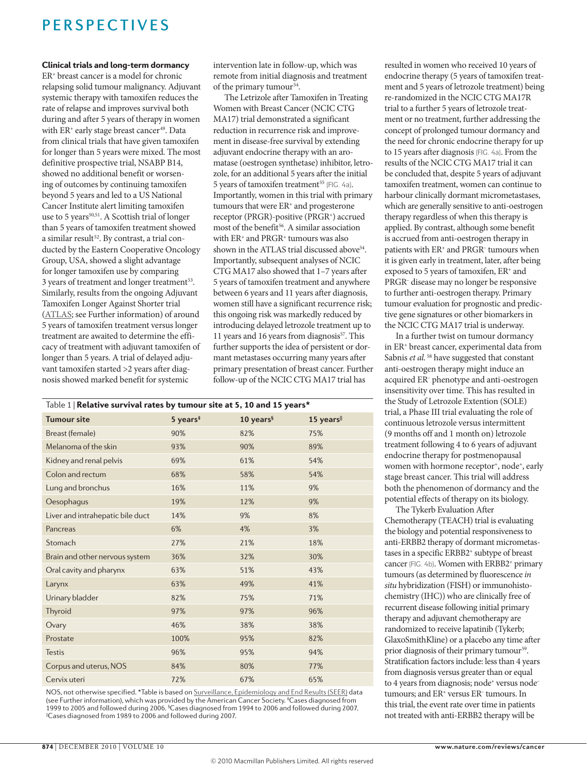### Clinical trials and long-term dormancy

$ER^+$ breast cancer is a model for chronic relapsing solid tumour malignancy. Adjuvant systemic therapy with tamoxifen reduces the rate of relapse and improves survival both during and after 5 years of therapy in women with $ER^+$ early stage breast cancer[49]. Data from clinical trials that have given tamoxifen for longer than 5 years were mixed. The most definitive prospective trial, NSABP B14, showed no additional benefit or worsening of outcomes by continuing tamoxifen beyond 5 years and led to a US National Cancer Institute alert limiting tamoxifen use to 5 years[50,51]. A Scottish trial of longer than 5 years of tamoxifen treatment showed a similar result[52]. By contrast, a trial conducted by the Eastern Cooperative Oncology Group, USA, showed a slight advantage for longer tamoxifen use by comparing 3 years of treatment and longer treatment[53]. Similarly, results from the ongoing Adjuvant Tamoxifen Longer Against Shorter trial (ATLAS; see Further information) of around 5 years of tamoxifen treatment versus longer treatment are awaited to determine the efficacy of treatment with adjuvant tamoxifen of longer than 5 years. A trial of delayed adjuvant tamoxifen started >2 years after diagnosis showed marked benefit for systemic intervention late in follow-up, which was remote from initial diagnosis and treatment of the primary tumour[54].

The Letrizole after Tamoxifen in Treating Women with Breast Cancer (NCIC CTG MA17) trial demonstrated a significant reduction in recurrence risk and improvement in disease-free survival by extending adjuvant endocrine therapy with an aromatase (oestrogen synthetase) inhibitor, letrozole, for an additional 5 years after the initial 5 years of tamoxifen treatment[55] (FIG. 4a). Importantly, women in this trial with primary tumours that were $ER^+$ and progesterone receptor (PRGR)-positive ($PRGR^+$) accrued most of the benefit[56]. A similar association with $ER^+$ and $PRGR^+$ tumours was also shown in the ATLAS trial discussed above[54]. Importantly, subsequent analyses of NCIC CTG MA17 also showed that 1–7 years after 5 years of tamoxifen treatment and anywhere between 6 years and 11 years after diagnosis, women still have a significant recurrence risk; this ongoing risk was markedly reduced by introducing delayed letrozole treatment up to 11 years and 16 years from diagnosis[57]. This further supports the idea of persistent or dormant metastases occurring many years after primary presentation of breast cancer. Further follow-up of the NCIC CTG MA17 trial has resulted in women who received 10 years of endocrine therapy (5 years of tamoxifen treatment and 5 years of letrozole treatment) being re-randomized in the NCIC CTG MA17R trial to a further 5 years of letrozole treatment or no treatment, further addressing the concept of prolonged tumour dormancy and the need for chronic endocrine therapy for up to 15 years after diagnosis (FIG. 4a). From the results of the NCIC CTG MA17 trial it can be concluded that, despite 5 years of adjuvant tamoxifen treatment, women can continue to harbour clinically dormant micrometastases, which are generally sensitive to anti-oestrogen therapy regardless of when this therapy is applied. By contrast, although some benefit is accrued from anti-oestrogen therapy in patients with $ER^+$ and $PRGR^-$ tumours when it is given early in treatment, later, after being exposed to 5 years of tamoxifen, $ER^+$ and $PRGR^-$ disease may no longer be responsive to further anti-oestrogen therapy. Primary tumour evaluation for prognostic and predictive gene signatures or other biomarkers in the NCIC CTG MA17 trial is underway.

In a further twist on tumour dormancy in $ER^+$ breast cancer, experimental data from Sabnis *et al.*[58] have suggested that constant anti-oestrogen therapy might induce an acquired $ER^-$ phenotype and anti-oestrogen insensitivity over time. This has resulted in the Study of Letrozole Extention (SOLE) trial, a Phase III trial evaluating the role of continuous letrozole versus intermittent (9 months off and 1 month on) letrozole treatment following 4 to 6 years of adjuvant endocrine therapy for postmenopausal women with hormone $receptor^+$, $node^+$, early stage breast cancer. This trial will address both the phenomenon of dormancy and the potential effects of therapy on its biology.

The Tykerb Evaluation After Chemotherapy (TEACH) trial is evaluating the biology and potential responsiveness to anti-ERBB2 therapy of dormant micrometastases in a specific $ERBB2^+$ subtype of breast cancer (FIG. 4b). Women with $ERBB2^+$ primary tumours (as determined by fluorescence *in situ* hybridization (FISH) or immunohistochemistry (IHC)) who are clinically free of recurrent disease following initial primary therapy and adjuvant chemotherapy are randomized to receive lapatinib (Tykerb; GlaxoSmithKline) or a placebo any time after prior diagnosis of their primary tumour[59]. Stratification factors include: less than 4 years from diagnosis versus greater than or equal to 4 years from diagnosis; $node^+$ versus $node^-$ tumours; and $ER^+$ versus $ER^-$ tumours. In this trial, the event rate over time in patients not treated with anti-ERBB2 therapy will be

Table 1 | **Relative survival rates by tumour site at 5, 10 and 15 years***

| Tumour site | 5 years‡ | 10 years§ | 15 years‖ |
|---|---|---|---|
| Breast (female) | 90% | 82% | 75% |
| Melanoma of the skin | 93% | 90% | 89% |
| Kidney and renal pelvis | 69% | 61% | 54% |
| Colon and rectum | 68% | 58% | 54% |
| Lung and bronchus | 16% | 11% | 9% |
| Oesophagus | 19% | 12% | 9% |
| Liver and intrahepatic bile duct | 14% | 9% | 8% |
| Pancreas | 6% | 4% | 3% |
| Stomach | 27% | 21% | 18% |
| Brain and other nervous system | 36% | 32% | 30% |
| Oral cavity and pharynx | 63% | 51% | 43% |
| Larynx | 63% | 49% | 41% |
| Urinary bladder | 82% | 75% | 71% |
| Thyroid | 97% | 97% | 96% |
| Ovary | 46% | 38% | 38% |
| Prostate | 100% | 95% | 82% |
| Testis | 96% | 95% | 94% |
| Corpus and uterus, NOS | 84% | 80% | 77% |
| Cervix uteri | 72% | 67% | 65% |

NOS, not otherwise specified. *Table is based on Surveillance, Epidemiology and End Results (SEER) data (see Further information), which was provided by the American Cancer Society. ‡Cases diagnosed from 1999 to 2005 and followed during 2006. §Cases diagnosed from 1994 to 2006 and followed during 2007. ‖Cases diagnosed from 1989 to 2006 and followed during 2007.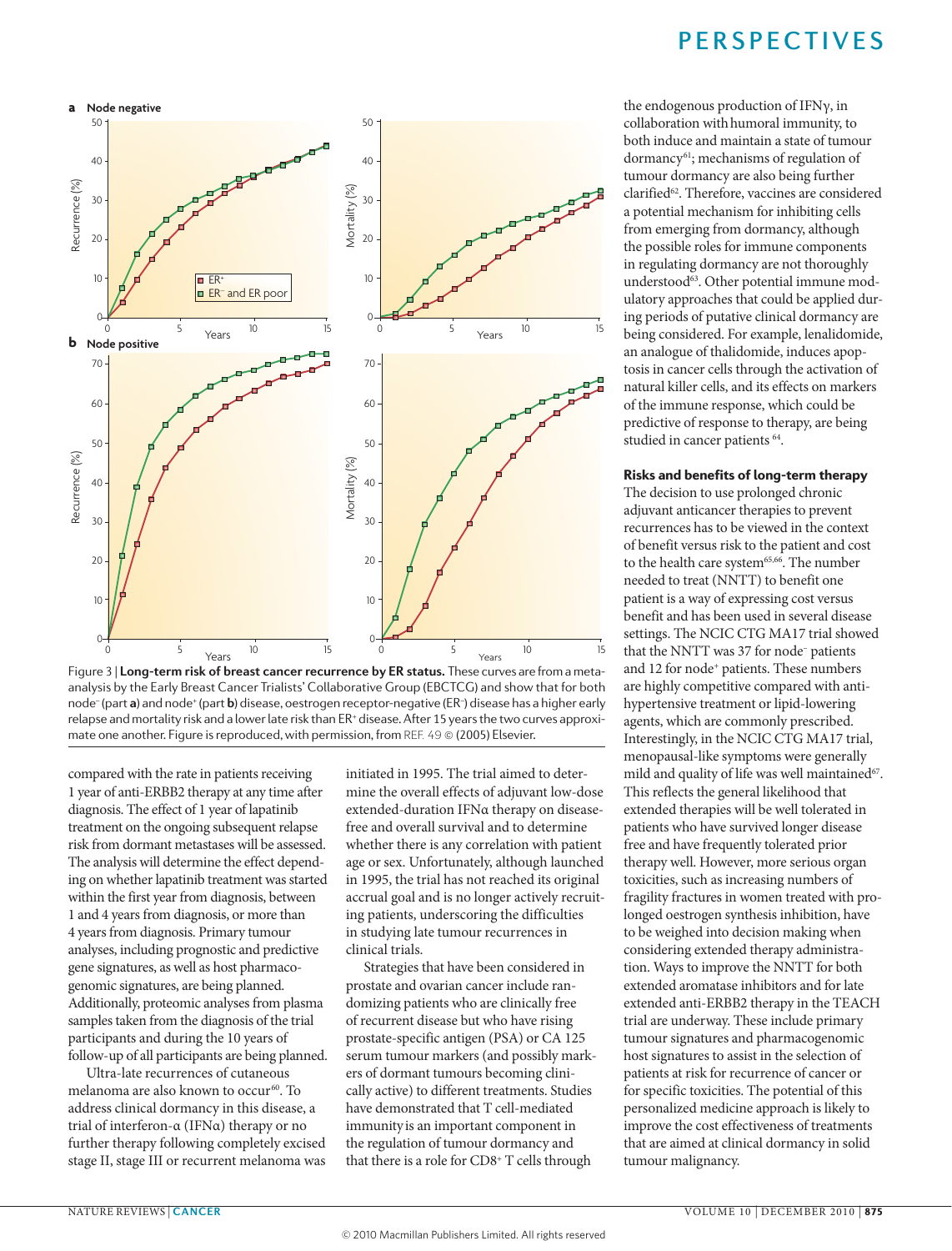Figure 3 | **Long-term risk of breast cancer recurrence by ER status.** These curves are from a meta-analysis by the Early Breast Cancer Trialists' Collaborative Group (EBCTCG) and show that for both node⁻ (part **a**) and node⁺ (part **b**) disease, oestrogen receptor-negative (ER⁻) disease has a higher early relapse and mortality risk and a lower late risk than ER⁺ disease. After 15 years the two curves approximate one another. Figure is reproduced, with permission, from REF. 49 © (2005) Elsevier.

compared with the rate in patients receiving 1 year of anti-ERBB2 therapy at any time after diagnosis. The effect of 1 year of lapatinib treatment on the ongoing subsequent relapse risk from dormant metastases will be assessed. The analysis will determine the effect depending on whether lapatinib treatment was started within the first year from diagnosis, between 1 and 4 years from diagnosis, or more than 4 years from diagnosis. Primary tumour analyses, including prognostic and predictive gene signatures, as well as host pharmacogenomic signatures, are being planned. Additionally, proteomic analyses from plasma samples taken from the diagnosis of the trial participants and during the 10 years of follow-up of all participants are being planned.

Ultra-late recurrences of cutaneous melanoma are also known to occur[60]. To address clinical dormancy in this disease, a trial of interferon-α (IFNα) therapy or no further therapy following completely excised stage II, stage III or recurrent melanoma was initiated in 1995. The trial aimed to determine the overall effects of adjuvant low-dose extended-duration IFNα therapy on disease-free and overall survival and to determine whether there is any correlation with patient age or sex. Unfortunately, although launched in 1995, the trial has not reached its original accrual goal and is no longer actively recruiting patients, underscoring the difficulties in studying late tumour recurrences in clinical trials.

Strategies that have been considered in prostate and ovarian cancer include randomizing patients who are clinically free of recurrent disease but who have rising prostate-specific antigen (PSA) or CA 125 serum tumour markers (and possibly markers of dormant tumours becoming clinically active) to different treatments. Studies have demonstrated that T cell-mediated immunity is an important component in the regulation of tumour dormancy and that there is a role for CD8⁺ T cells through the endogenous production of IFNγ, in collaboration with humoral immunity, to both induce and maintain a state of tumour dormancy[61]; mechanisms of regulation of tumour dormancy are also being further clarified[62]. Therefore, vaccines are considered a potential mechanism for inhibiting cells from emerging from dormancy, although the possible roles for immune components in regulating dormancy are not thoroughly understood[63]. Other potential immune modulatory approaches that could be applied during periods of putative clinical dormancy are being considered. For example, lenalidomide, an analogue of thalidomide, induces apoptosis in cancer cells through the activation of natural killer cells, and its effects on markers of the immune response, which could be predictive of response to therapy, are being studied in cancer patients [64].

### Risks and benefits of long-term therapy

The decision to use prolonged chronic adjuvant anticancer therapies to prevent recurrences has to be viewed in the context of benefit versus risk to the patient and cost to the health care system[65,66]. The number needed to treat (NNTT) to benefit one patient is a way of expressing cost versus benefit and has been used in several disease settings. The NCIC CTG MA17 trial showed that the NNTT was 37 for node⁻ patients and 12 for node⁺ patients. These numbers are highly competitive compared with anti-hypertensive treatment or lipid-lowering agents, which are commonly prescribed. Interestingly, in the NCIC CTG MA17 trial, menopausal-like symptoms were generally mild and quality of life was well maintained[67]. This reflects the general likelihood that extended therapies will be well tolerated in patients who have survived longer disease free and have frequently tolerated prior therapy well. However, more serious organ toxicities, such as increasing numbers of fragility fractures in women treated with prolonged oestrogen synthesis inhibition, have to be weighed into decision making when considering extended therapy administration. Ways to improve the NNTT for both extended aromatase inhibitors and for late extended anti-ERBB2 therapy in the TEACH trial are underway. These include primary tumour signatures and pharmacogenomic host signatures to assist in the selection of patients at risk for recurrence of cancer or for specific toxicities. The potential of this personalized medicine approach is likely to improve the cost effectiveness of treatments that are aimed at clinical dormancy in solid tumour malignancy.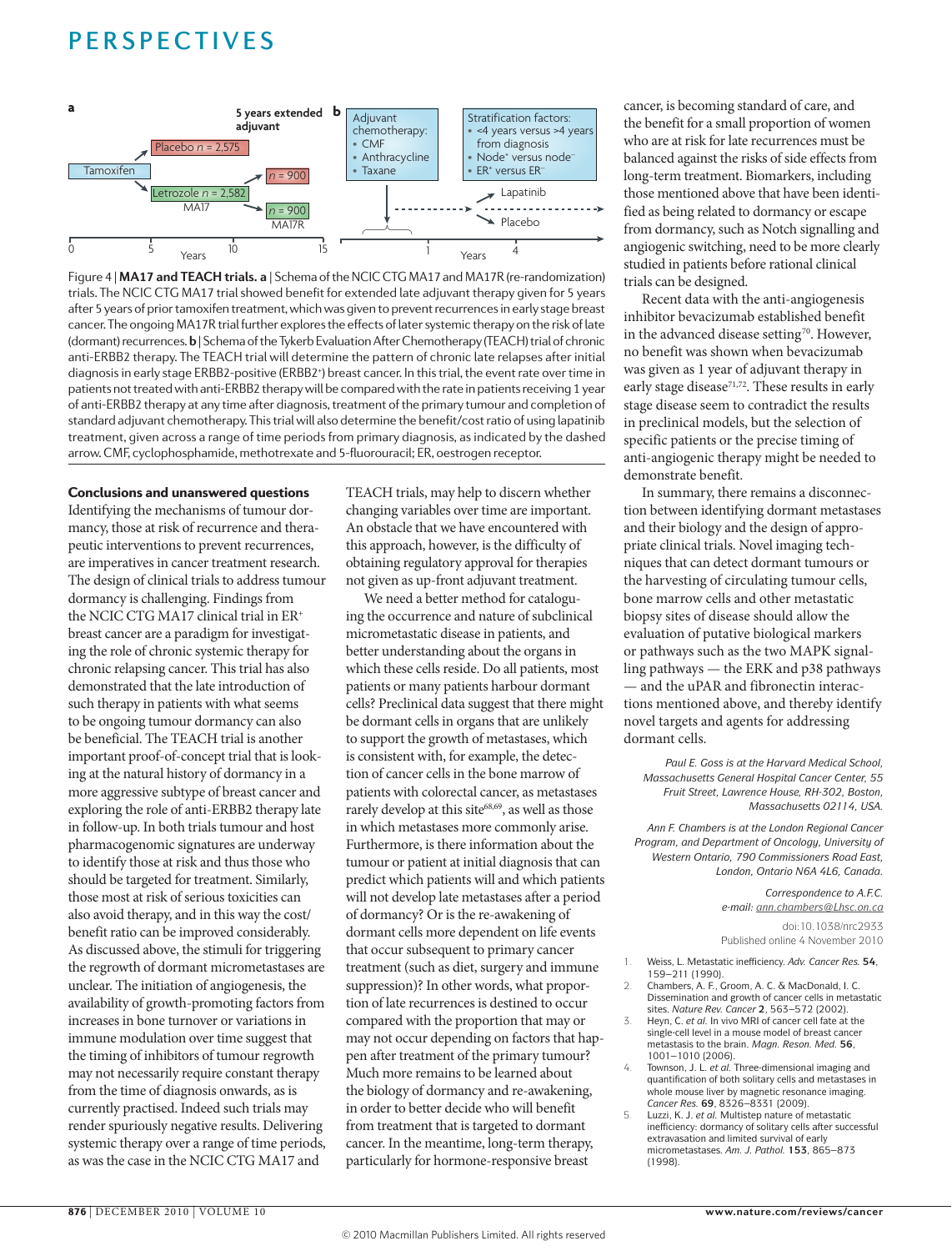a

5 years extended adjuvant

Tamoxifen

Placebo n = 2,575

Letrozole n = 2,582

MA17

n = 900

n = 900

MA17R

0 5 10 15

Years

b

Adjuvant chemotherapy:
- CMF
- Anthracycline
- Taxane

Stratification factors:
- <4 years versus >4 years from diagnosis
- Node⁺ versus node⁻
- ER⁺ versus ER⁻

Lapatinib

Placebo

1 4

Years

Figure 4 | **MA17 and TEACH trials. a** | Schema of the NCIC CTG MA17 and MA17R (re-randomization) trials. The NCIC CTG MA17 trial showed benefit for extended late adjuvant therapy given for 5 years after 5 years of prior tamoxifen treatment, which was given to prevent recurrences in early stage breast cancer. The ongoing MA17R trial further explores the effects of later systemic therapy on the risk of late (dormant) recurrences. **b** | Schema of the Tykerb Evaluation After Chemotherapy (TEACH) trial of chronic anti-ERBB2 therapy. The TEACH trial will determine the pattern of chronic late relapses after initial diagnosis in early stage ERBB2-positive (ERBB2⁺) breast cancer. In this trial, the event rate over time in patients not treated with anti-ERBB2 therapy will be compared with the rate in patients receiving 1 year of anti-ERBB2 therapy at any time after diagnosis, treatment of the primary tumour and completion of standard adjuvant chemotherapy. This trial will also determine the benefit/cost ratio of using lapatinib treatment, given across a range of time periods from primary diagnosis, as indicated by the dashed arrow. CMF, cyclophosphamide, methotrexate and 5-fluorouracil; ER, oestrogen receptor.

## Conclusions and unanswered questions

Identifying the mechanisms of tumour dormancy, those at risk of recurrence and therapeutic interventions to prevent recurrences, are imperatives in cancer treatment research. The design of clinical trials to address tumour dormancy is challenging. Findings from the NCIC CTG MA17 clinical trial in ER⁺ breast cancer are a paradigm for investigating the role of chronic systemic therapy for chronic relapsing cancer. This trial has also demonstrated that the late introduction of such therapy in patients with what seems to be ongoing tumour dormancy can also be beneficial. The TEACH trial is another important proof-of-concept trial that is looking at the natural history of dormancy in a more aggressive subtype of breast cancer and exploring the role of anti-ERBB2 therapy late in follow-up. In both trials tumour and host pharmacogenomic signatures are underway to identify those at risk and thus those who should be targeted for treatment. Similarly, those most at risk of serious toxicities can also avoid therapy, and in this way the cost/benefit ratio can be improved considerably. As discussed above, the stimuli for triggering the regrowth of dormant micrometastases are unclear. The initiation of angiogenesis, the availability of growth-promoting factors from increases in bone turnover or variations in immune modulation over time suggest that the timing of inhibitors of tumour regrowth may not necessarily require constant therapy from the time of diagnosis onwards, as is currently practised. Indeed such trials may render spuriously negative results. Delivering systemic therapy over a range of time periods, as was the case in the NCIC CTG MA17 and TEACH trials, may help to discern whether changing variables over time are important. An obstacle that we have encountered with this approach, however, is the difficulty of obtaining regulatory approval for therapies not given as up-front adjuvant treatment.

We need a better method for cataloguing the occurrence and nature of subclinical micrometastatic disease in patients, and better understanding about the organs in which these cells reside. Do all patients, most patients or many patients harbour dormant cells? Preclinical data suggest that there might be dormant cells in organs that are unlikely to support the growth of metastases, which is consistent with, for example, the detection of cancer cells in the bone marrow of patients with colorectal cancer, as metastases rarely develop at this site[68,69], as well as those in which metastases more commonly arise. Furthermore, is there information about the tumour or patient at initial diagnosis that can predict which patients will and which patients will not develop late metastases after a period of dormancy? Or is the re-awakening of dormant cells more dependent on life events that occur subsequent to primary cancer treatment (such as diet, surgery and immune suppression)? In other words, what proportion of late recurrences is destined to occur compared with the proportion that may or may not occur depending on factors that happen after treatment of the primary tumour? Much more remains to be learned about the biology of dormancy and re-awakening, in order to better decide who will benefit from treatment that is targeted to dormant cancer. In the meantime, long-term therapy, particularly for hormone-responsive breast cancer, is becoming standard of care, and the benefit for a small proportion of women who are at risk for late recurrences must be balanced against the risks of side effects from long-term treatment. Biomarkers, including those mentioned above that have been identified as being related to dormancy or escape from dormancy, such as Notch signalling and angiogenic switching, need to be more clearly studied in patients before rational clinical trials can be designed.

Recent data with the anti-angiogenesis inhibitor bevacizumab established benefit in the advanced disease setting[70]. However, no benefit was shown when bevacizumab was given as 1 year of adjuvant therapy in early stage disease[71,72]. These results in early stage disease seem to contradict the results in preclinical models, but the selection of specific patients or the precise timing of anti-angiogenic therapy might be needed to demonstrate benefit.

In summary, there remains a disconnection between identifying dormant metastases and their biology and the design of appropriate clinical trials. Novel imaging techniques that can detect dormant tumours or the harvesting of circulating tumour cells, bone marrow cells and other metastatic biopsy sites of disease should allow the evaluation of putative biological markers or pathways such as the two MAPK signalling pathways — the ERK and p38 pathways — and the uPAR and fibronectin interactions mentioned above, and thereby identify novel targets and agents for addressing dormant cells.

*Paul E. Goss is at the Harvard Medical School, Massachusetts General Hospital Cancer Center, 55 Fruit Street, Lawrence House, RH-302, Boston, Massachusetts 02114, USA.*

*Ann F. Chambers is at the London Regional Cancer Program, and Department of Oncology, University of Western Ontario, 790 Commissioners Road East, London, Ontario N6A 4L6, Canada.*

Correspondence to A.F.C.
e-mail: ann.chambers@lhsc.on.ca

doi:10.1038/nrc2933
Published online 4 November 2010

1. Weiss, L. Metastatic inefficiency. *Adv. Cancer Res.* **54**, 159–211 (1990).
2. Chambers, A. F., Groom, A. C. & MacDonald, I. C. Dissemination and growth of cancer cells in metastatic sites. *Nature Rev. Cancer* **2**, 563–572 (2002).
3. Heyn, C. *et al.* In vivo MRI of cancer cell fate at the single-cell level in a mouse model of breast cancer metastasis to the brain. *Magn. Reson. Med.* **56**, 1001–1010 (2006).
4. Townson, J. L. *et al.* Three-dimensional imaging and quantification of both solitary cells and metastases in whole mouse liver by magnetic resonance imaging. *Cancer Res.* **69**, 8326–8331 (2009).
5. Luzzi, K. J. *et al.* Multistep nature of metastatic inefficiency: dormancy of solitary cells after successful extravasation and limited survival of early micrometastases. *Am. J. Pathol.* **153**, 865–873 (1998).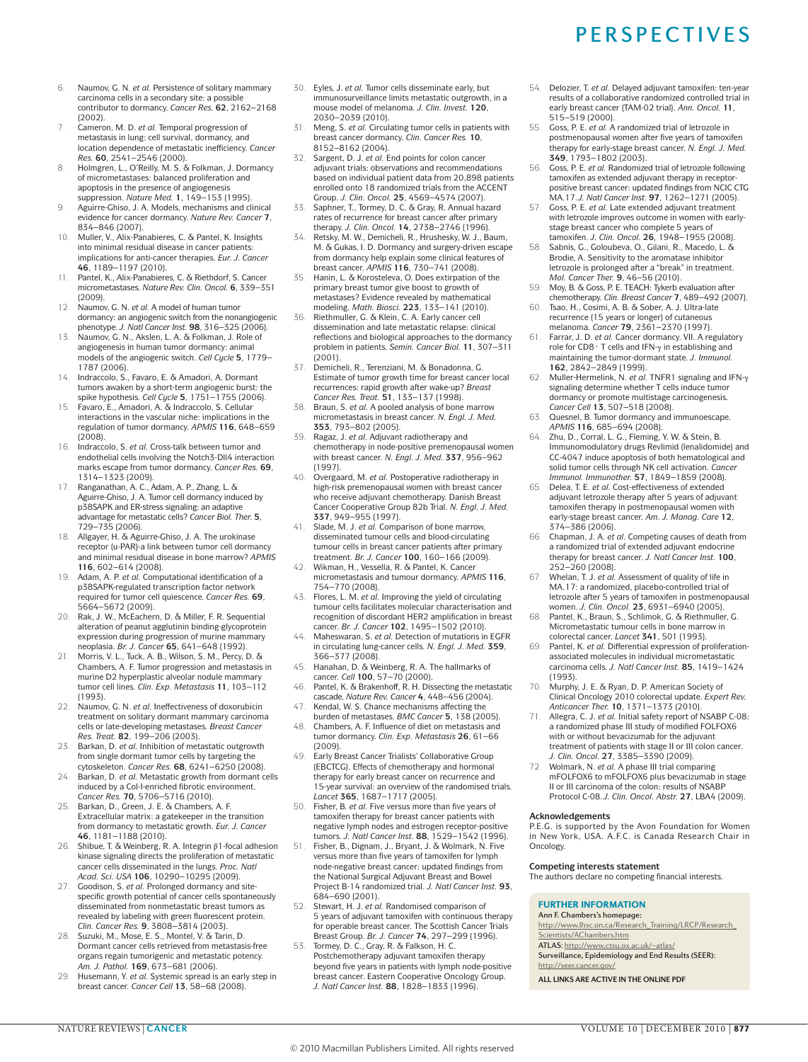6. Naumov, G. N. *et al.* Persistence of solitary mammary carcinoma cells in a secondary site: a possible contributor to dormancy. *Cancer Res.* **62**, 2162–2168 (2002).
7. Cameron, M. D. *et al.* Temporal progression of metastasis in lung: cell survival, dormancy, and location dependence of metastatic inefficiency. *Cancer Res.* **60**, 2541–2546 (2000).
8. Holmgren, L., O'Reilly, M. S. & Folkman, J. Dormancy of micrometastases: balanced proliferation and apoptosis in the presence of angiogenesis suppression. *Nature Med.* **1**, 149–153 (1995).
9. Aguirre-Ghiso, J. A. Models, mechanisms and clinical evidence for cancer dormancy. *Nature Rev. Cancer* **7**, 834–846 (2007).
10. Muller, V., Alix-Panabieres, C. & Pantel, K. Insights into minimal residual disease in cancer patients: implications for anti-cancer therapies. *Eur. J. Cancer* **46**, 1189–1197 (2010).
11. Pantel, K., Alix-Panabieres, C. & Riethdorf, S. Cancer micrometastases. *Nature Rev. Clin. Oncol.* **6**, 339–351 (2009).
12. Naumov, G. N. *et al.* A model of human tumor dormancy: an angiogenic switch from the nonangiogenic phenotype. *J. Natl Cancer Inst.* **98**, 316–325 (2006).
13. Naumov, G. N., Akslen, L. A. & Folkman, J. Role of angiogenesis in human tumor dormancy: animal models of the angiogenic switch. *Cell Cycle* **5**, 1779–1787 (2006).
14. Indraccolo, S., Favaro, E. & Amadori, A. Dormant tumors awaken by a short-term angiogenic burst: the spike hypothesis. *Cell Cycle* **5**, 1751–1755 (2006).
15. Favaro, E., Amadori, A. & Indraccolo, S. Cellular interactions in the vascular niche: implications in the regulation of tumor dormancy. *APMIS* **116**, 648–659 (2008).
16. Indraccolo, S. *et al.* Cross-talk between tumor and endothelial cells involving the Notch3-Dll4 interaction marks escape from tumor dormancy. *Cancer Res.* **69**, 1314–1323 (2009).
17. Ranganathan, A. C., Adam, A. P., Zhang, L. & Aguirre-Ghiso, J. A. Tumor cell dormancy induced by p38SAPK and ER-stress signaling: an adaptive advantage for metastatic cells? *Cancer Biol. Ther.* **5**, 729–735 (2006).
18. Allgayer, H. & Aguirre-Ghiso, J. A. The urokinase receptor (u-PAR)-a link between tumor cell dormancy and minimal residual disease in bone marrow? *APMIS* **116**, 602–614 (2008).
19. Adam, A. P. *et al.* Computational identification of a p38SAPK-regulated transcription factor network required for tumor cell quiescence. *Cancer Res.* **69**, 5664–5672 (2009).
20. Rak, J. W., McEachern, D. & Miller, F. R. Sequential alteration of peanut agglutinin binding-glycoprotein expression during progression of murine mammary neoplasia. *Br. J. Cancer* **65**, 641–648 (1992).
21. Morris, V. L., Tuck, A. B., Wilson, S. M., Percy, D. & Chambers, A. F. Tumor progression and metastasis in murine D2 hyperplastic alveolar nodule mammary tumor cell lines. *Clin. Exp. Metastasis* **11**, 103–112 (1993).
22. Naumov, G. N. *et al.* Ineffectiveness of doxorubicin treatment on solitary dormant mammary carcinoma cells or late-developing metastases. *Breast Cancer Res. Treat.* **82**, 199–206 (2003).
23. Barkan, D. *et al.* Inhibition of metastatic outgrowth from single dormant tumor cells by targeting the cytoskeleton. *Cancer Res.* **68**, 6241–6250 (2008).
24. Barkan, D. *et al.* Metastatic growth from dormant cells induced by a Col-I-enriched fibrotic environment. *Cancer Res.* **70**, 5706–5716 (2010).
25. Barkan, D., Green, J. E. & Chambers, A. F. Extracellular matrix: a gatekeeper in the transition from dormancy to metastatic growth. *Eur. J. Cancer* **46**, 1181–1188 (2010).
26. Shibue, T. & Weinberg, R. A. Integrin β1-focal adhesion kinase signaling directs the proliferation of metastatic cancer cells disseminated in the lungs. *Proc. Natl Acad. Sci. USA* **106**, 10290–10295 (2009).
27. Goodison, S. *et al.* Prolonged dormancy and site-specific growth potential of cancer cells spontaneously disseminated from nonmetastatic breast tumors as revealed by labeling with green fluorescent protein. *Clin. Cancer Res.* **9**, 3808–3814 (2003).
28. Suzuki, M., Mose, E. S., Montel, V. & Tarin, D. Dormant cancer cells retrieved from metastasis-free organs regain tumorigenic and metastatic potency. *Am. J. Pathol.* **169**, 673–681 (2006).
29. Husemann, Y. *et al.* Systemic spread is an early step in breast cancer. *Cancer Cell* **13**, 58–68 (2008).
30. Eyles, J. *et al.* Tumor cells disseminate early, but immunosurveillance limits metastatic outgrowth, in a mouse model of melanoma. *J. Clin. Invest.* **120**, 2030–2039 (2010).
31. Meng, S. *et al.* Circulating tumor cells in patients with breast cancer dormancy. *Clin. Cancer Res.* **10**, 8152–8162 (2004).
32. Sargent, D. J. *et al.* End points for colon cancer adjuvant trials: observations and recommendations based on individual patient data from 20,898 patients enrolled onto 18 randomized trials from the ACCENT Group. *J. Clin. Oncol.* **25**, 4569–4574 (2007).
33. Saphner, T., Tormey, D. C. & Gray, R. Annual hazard rates of recurrence for breast cancer after primary therapy. *J. Clin. Oncol.* **14**, 2738–2746 (1996).
34. Retsky, M. W., Demicheli, R., Hrushesky, W. J., Baum, M. & Gukas, I. D. Dormancy and surgery-driven escape from dormancy help explain some clinical features of breast cancer. *APMIS* **116**, 730–741 (2008).
35. Hanin, L. & Korosteleva, O. Does extirpation of the primary breast tumor give boost to growth of metastases? Evidence revealed by mathematical modeling. *Math. Biosci.* **223**, 133–141 (2010).
36. Riethmuller, G. & Klein, C. A. Early cancer cell dissemination and late metastatic relapse: clinical reflections and biological approaches to the dormancy problem in patients. *Semin. Cancer Biol.* **11**, 307–311 (2001).
37. Demicheli, R., Terenziani, M. & Bonadonna, G. Estimate of tumor growth time for breast cancer local recurrences: rapid growth after wake-up? *Breast Cancer Res. Treat.* **51**, 133–137 (1998).
38. Braun, S. *et al.* A pooled analysis of bone marrow micrometastasis in breast cancer. *N. Engl. J. Med.* **353**, 793–802 (2005).
39. Ragaz, J. *et al.* Adjuvant radiotherapy and chemotherapy in node-positive premenopausal women with breast cancer. *N. Engl. J. Med.* **337**, 956–962 (1997).
40. Overgaard, M. *et al.* Postoperative radiotherapy in high-risk premenopausal women with breast cancer who receive adjuvant chemotherapy. Danish Breast Cancer Cooperative Group 82b Trial. *N. Engl. J. Med.* **337**, 949–955 (1997).
41. Slade, M. J. *et al.* Comparison of bone marrow, disseminated tumour cells and blood-circulating tumour cells in breast cancer patients after primary treatment. *Br. J. Cancer* **100**, 160–166 (2009).
42. Wikman, H., Vessella, R. & Pantel, K. Cancer micrometastasis and tumour dormancy. *APMIS* **116**, 754–770 (2008).
43. Flores, L. M. *et al.* Improving the yield of circulating tumour cells facilitates molecular characterisation and recognition of discordant HER2 amplification in breast cancer. *Br. J. Cancer* **102**, 1495–1502 (2010).
44. Maheswaran, S. *et al.* Detection of mutations in EGFR in circulating lung-cancer cells. *N. Engl. J. Med.* **359**, 366–377 (2008).
45. Hanahan, D. & Weinberg, R. A. The hallmarks of cancer. *Cell* **100**, 57–70 (2000).
46. Pantel, K. & Brakenhoff, R. H. Dissecting the metastatic cascade. *Nature Rev. Cancer* **4**, 448–456 (2004).
47. Kendal, W. S. Chance mechanisms affecting the burden of metastases. *BMC Cancer* **5**, 138 (2005).
48. Chambers, A. F. Influence of diet on metastasis and tumor dormancy. *Clin. Exp. Metastasis* **26**, 61–66 (2009).
49. Early Breast Cancer Trialists' Collaborative Group (EBCTCG). Effects of chemotherapy and hormonal therapy for early breast cancer on recurrence and 15-year survival: an overview of the randomised trials. *Lancet* **365**, 1687–1717 (2005).
50. Fisher, B. *et al.* Five versus more than five years of tamoxifen therapy for breast cancer patients with negative lymph nodes and estrogen receptor-positive tumors. *J. Natl Cancer Inst.* **88**, 1529–1542 (1996).
51. Fisher, B., Dignam, J., Bryant, J. & Wolmark, N. Five versus more than five years of tamoxifen for lymph node-negative breast cancer: updated findings from the National Surgical Adjuvant Breast and Bowel Project B-14 randomized trial. *J. Natl Cancer Inst.* **93**, 684–690 (2001).
52. Stewart, H. J. *et al.* Randomised comparison of 5 years of adjuvant tamoxifen with continuous therapy for operable breast cancer. The Scottish Cancer Trials Breast Group. *Br. J. Cancer* **74**, 297–299 (1996).
53. Tormey, D. C., Gray, R. & Falkson, H. C. Postchemotherapy adjuvant tamoxifen therapy beyond five years in patients with lymph node-positive breast cancer. Eastern Cooperative Oncology Group. *J. Natl Cancer Inst.* **88**, 1828–1833 (1996).
54. Delozier, T. *et al.* Delayed adjuvant tamoxifen: ten-year results of a collaborative randomized controlled trial in early breast cancer (TAM-02 trial). *Ann. Oncol.* **11**, 515–519 (2000).
55. Goss, P. E. *et al.* A randomized trial of letrozole in postmenopausal women after five years of tamoxifen therapy for early-stage breast cancer. *N. Engl. J. Med.* **349**, 1793–1802 (2003).
56. Goss, P. E. *et al.* Randomized trial of letrozole following tamoxifen as extended adjuvant therapy in receptor-positive breast cancer: updated findings from NCIC CTG MA.17. *J. Natl Cancer Inst.* **97**, 1262–1271 (2005).
57. Goss, P. E. *et al.* Late extended adjuvant treatment with letrozole improves outcome in women with early-stage breast cancer who complete 5 years of tamoxifen. *J. Clin. Oncol.* **26**, 1948–1955 (2008).
58. Sabnis, G., Goloubeva, O., Gilani, R., Macedo, L. & Brodie, A. Sensitivity to the aromatase inhibitor letrozole is prolonged after a "break" in treatment. *Mol. Cancer Ther.* **9**, 46–56 (2010).
59. Moy, B. & Goss, P. E. TEACH: Tykerb evaluation after chemotherapy. *Clin. Breast Cancer* **7**, 489–492 (2007).
60. Tsao, H., Cosimi, A. B. & Sober, A. J. Ultra-late recurrence (15 years or longer) of cutaneous melanoma. *Cancer* **79**, 2361–2370 (1997).
61. Farrar, J. D. *et al.* Cancer dormancy. VII. A regulatory role for CD8+ T cells and IFN-γ in establishing and maintaining the tumor-dormant state. *J. Immunol.* **162**, 2842–2849 (1999).
62. Muller-Hermelink, N. *et al.* TNFR1 signaling and IFN-γ signaling determine whether T cells induce tumor dormancy or promote multistage carcinogenesis. *Cancer Cell* **13**, 507–518 (2008).
63. Quesnel, B. Tumor dormancy and immunoescape. *APMIS* **116**, 685–694 (2008).
64. Zhu, D., Corral, L. G., Fleming, Y. W. & Stein, B. Immunomodulatory drugs Revlimid (lenalidomide) and CC-4047 induce apoptosis of both hematological and solid tumor cells through NK cell activation. *Cancer Immunol. Immunother.* **57**, 1849–1859 (2008).
65. Delea, T. E. *et al.* Cost-effectiveness of extended adjuvant letrozole therapy after 5 years of adjuvant tamoxifen therapy in postmenopausal women with early-stage breast cancer. *Am. J. Manag. Care* **12**, 374–386 (2006).
66. Chapman, J. A. *et al.* Competing causes of death from a randomized trial of extended adjuvant endocrine therapy for breast cancer. *J. Natl Cancer Inst.* **100**, 252–260 (2008).
67. Whelan, T. J. *et al.* Assessment of quality of life in MA.17: a randomized, placebo-controlled trial of letrozole after 5 years of tamoxifen in postmenopausal women. *J. Clin. Oncol.* **23**, 6931–6940 (2005).
68. Pantel, K., Braun, S., Schlimok, G. & Riethmuller, G. Micrometastatic tumour cells in bone marrow in colorectal cancer. *Lancet* **341**, 501 (1993).
69. Pantel, K. *et al.* Differential expression of proliferation-associated molecules in individual micrometastatic carcinoma cells. *J. Natl Cancer Inst.* **85**, 1419–1424 (1993).
70. Murphy, J. E. & Ryan, D. P. American Society of Clinical Oncology 2010 colorectal update. *Expert Rev. Anticancer Ther.* **10**, 1371–1373 (2010).
71. Allegra, C. J. *et al.* Initial safety report of NSABP C-08: a randomized phase III study of modified FOLFOX6 with or without bevacizumab for the adjuvant treatment of patients with stage II or III colon cancer. *J. Clin. Oncol.* **27**, 3385–3390 (2009).
72. Wolmark, N. *et al.* A phase III trial comparing mFOLFOX6 to mFOLFOX6 plus bevacizumab in stage II or III carcinoma of the colon: results of NSABP Protocol C-08. *J. Clin. Oncol. Abstr.* **27**, LBA4 (2009).

## Acknowledgements

P.E.G. is supported by the Avon Foundation for Women in New York, USA. A.F.C. is Canada Research Chair in Oncology.

## Competing interests statement

The authors declare no competing financial interests.

## FURTHER INFORMATION

**Ann F. Chambers's homepage:**
http://www.lhsc.on.ca/Research_Training/LRCP/Research_Scientists/AChambers.htm

**ATLAS:** http://www.ctsu.ox.ac.uk/~atlas/

**Surveillance, Epidemiology and End Results (SEER):**
http://seer.cancer.gov/

**ALL LINKS ARE ACTIVE IN THE ONLINE PDF**